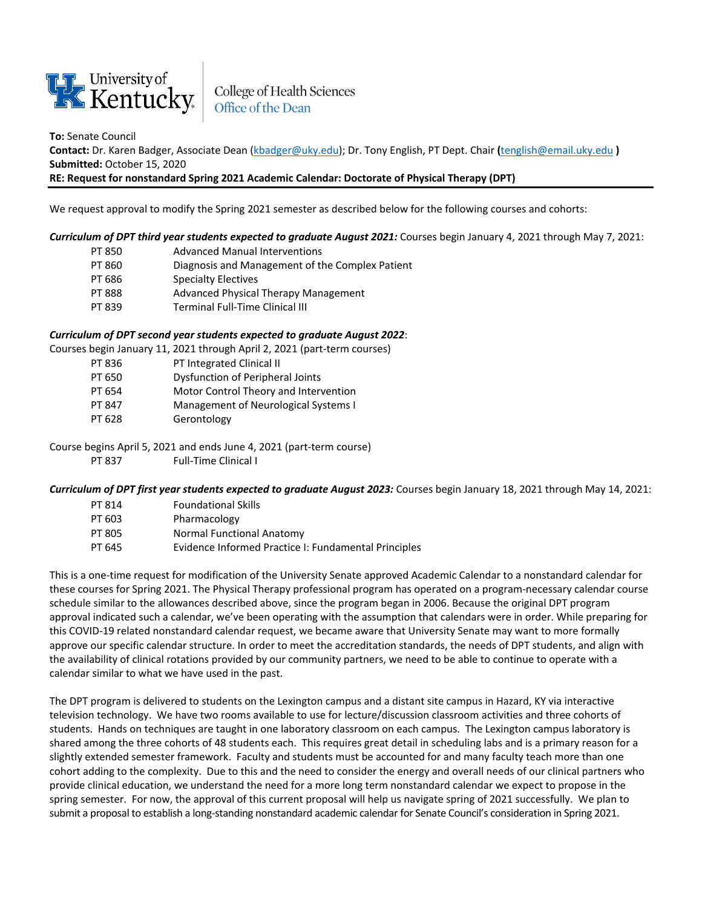University of Kentucky — College of Health Sciences, Office of the Dean

**To:** Senate Council
**Contact:** Dr. Karen Badger, Associate Dean (kbadger@uky.edu); Dr. Tony English, PT Dept. Chair **(**tenglish@email.uky.edu **)**
**Submitted:** October 15, 2020
**RE: Request for nonstandard Spring 2021 Academic Calendar: Doctorate of Physical Therapy (DPT)**

---

We request approval to modify the Spring 2021 semester as described below for the following courses and cohorts:

***Curriculum of DPT third year students expected to graduate August 2021:*** Courses begin January 4, 2021 through May 7, 2021:

| | |
|---|---|
| PT 850 | Advanced Manual Interventions |
| PT 860 | Diagnosis and Management of the Complex Patient |
| PT 686 | Specialty Electives |
| PT 888 | Advanced Physical Therapy Management |
| PT 839 | Terminal Full-Time Clinical III |

***Curriculum of DPT second year students expected to graduate August 2022***:

Courses begin January 11, 2021 through April 2, 2021 (part-term courses)

| | |
|---|---|
| PT 836 | PT Integrated Clinical II |
| PT 650 | Dysfunction of Peripheral Joints |
| PT 654 | Motor Control Theory and Intervention |
| PT 847 | Management of Neurological Systems I |
| PT 628 | Gerontology |

Course begins April 5, 2021 and ends June 4, 2021 (part-term course)

| | |
|---|---|
| PT 837 | Full-Time Clinical I |

***Curriculum of DPT first year students expected to graduate August 2023:*** Courses begin January 18, 2021 through May 14, 2021:

| | |
|---|---|
| PT 814 | Foundational Skills |
| PT 603 | Pharmacology |
| PT 805 | Normal Functional Anatomy |
| PT 645 | Evidence Informed Practice I: Fundamental Principles |

This is a one-time request for modification of the University Senate approved Academic Calendar to a nonstandard calendar for these courses for Spring 2021. The Physical Therapy professional program has operated on a program-necessary calendar course schedule similar to the allowances described above, since the program began in 2006. Because the original DPT program approval indicated such a calendar, we've been operating with the assumption that calendars were in order. While preparing for this COVID-19 related nonstandard calendar request, we became aware that University Senate may want to more formally approve our specific calendar structure. In order to meet the accreditation standards, the needs of DPT students, and align with the availability of clinical rotations provided by our community partners, we need to be able to continue to operate with a calendar similar to what we have used in the past.

The DPT program is delivered to students on the Lexington campus and a distant site campus in Hazard, KY via interactive television technology. We have two rooms available to use for lecture/discussion classroom activities and three cohorts of students. Hands on techniques are taught in one laboratory classroom on each campus. The Lexington campus laboratory is shared among the three cohorts of 48 students each. This requires great detail in scheduling labs and is a primary reason for a slightly extended semester framework. Faculty and students must be accounted for and many faculty teach more than one cohort adding to the complexity. Due to this and the need to consider the energy and overall needs of our clinical partners who provide clinical education, we understand the need for a more long term nonstandard calendar we expect to propose in the spring semester. For now, the approval of this current proposal will help us navigate spring of 2021 successfully. We plan to submit a proposal to establish a long-standing nonstandard academic calendar for Senate Council's consideration in Spring 2021.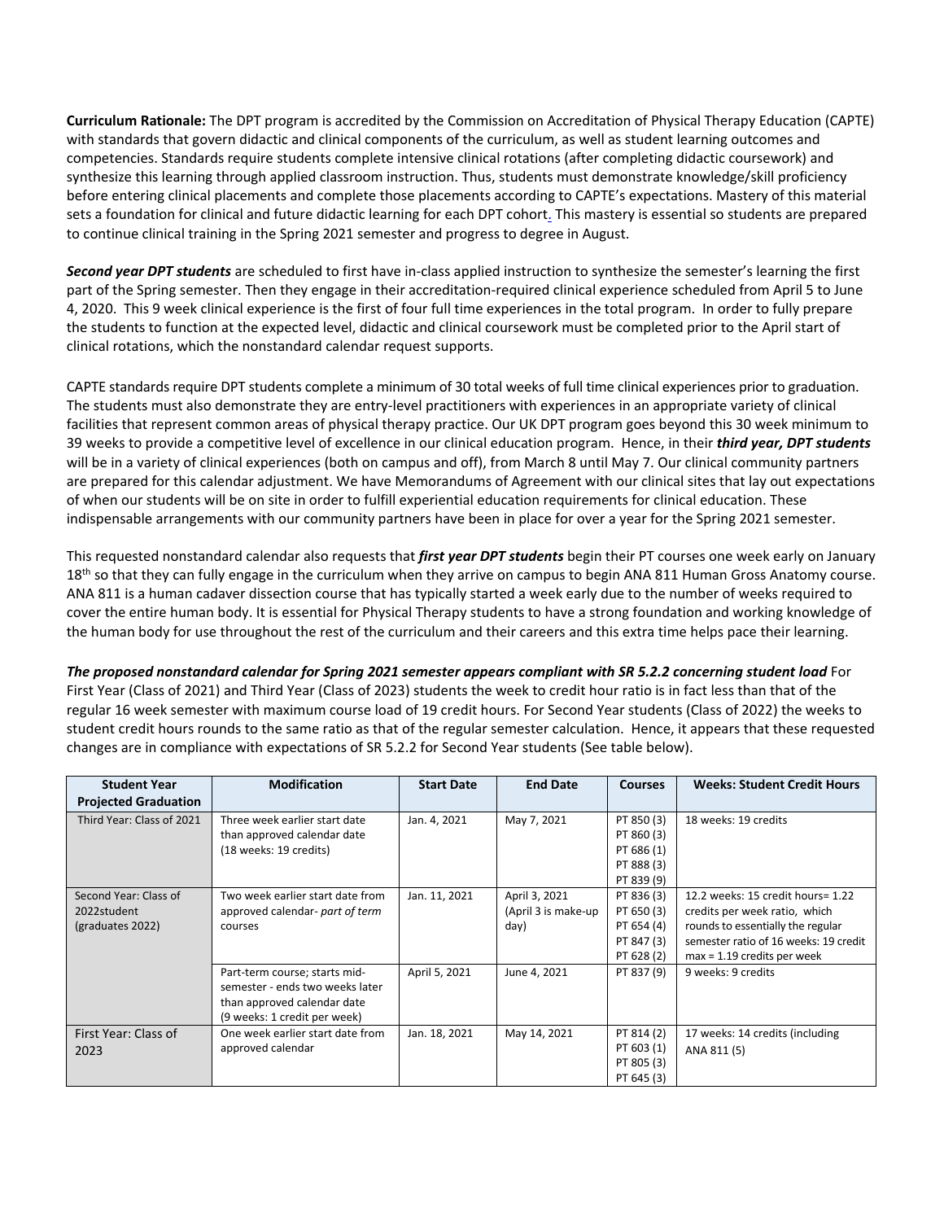**Curriculum Rationale:** The DPT program is accredited by the Commission on Accreditation of Physical Therapy Education (CAPTE) with standards that govern didactic and clinical components of the curriculum, as well as student learning outcomes and competencies. Standards require students complete intensive clinical rotations (after completing didactic coursework) and synthesize this learning through applied classroom instruction. Thus, students must demonstrate knowledge/skill proficiency before entering clinical placements and complete those placements according to CAPTE's expectations. Mastery of this material sets a foundation for clinical and future didactic learning for each DPT cohort. This mastery is essential so students are prepared to continue clinical training in the Spring 2021 semester and progress to degree in August.

***Second year DPT students*** are scheduled to first have in-class applied instruction to synthesize the semester's learning the first part of the Spring semester. Then they engage in their accreditation-required clinical experience scheduled from April 5 to June 4, 2020. This 9 week clinical experience is the first of four full time experiences in the total program. In order to fully prepare the students to function at the expected level, didactic and clinical coursework must be completed prior to the April start of clinical rotations, which the nonstandard calendar request supports.

CAPTE standards require DPT students complete a minimum of 30 total weeks of full time clinical experiences prior to graduation. The students must also demonstrate they are entry-level practitioners with experiences in an appropriate variety of clinical facilities that represent common areas of physical therapy practice. Our UK DPT program goes beyond this 30 week minimum to 39 weeks to provide a competitive level of excellence in our clinical education program. Hence, in their ***third year, DPT students*** will be in a variety of clinical experiences (both on campus and off), from March 8 until May 7. Our clinical community partners are prepared for this calendar adjustment. We have Memorandums of Agreement with our clinical sites that lay out expectations of when our students will be on site in order to fulfill experiential education requirements for clinical education. These indispensable arrangements with our community partners have been in place for over a year for the Spring 2021 semester.

This requested nonstandard calendar also requests that ***first year DPT students*** begin their PT courses one week early on January 18th so that they can fully engage in the curriculum when they arrive on campus to begin ANA 811 Human Gross Anatomy course. ANA 811 is a human cadaver dissection course that has typically started a week early due to the number of weeks required to cover the entire human body. It is essential for Physical Therapy students to have a strong foundation and working knowledge of the human body for use throughout the rest of the curriculum and their careers and this extra time helps pace their learning.

***The proposed nonstandard calendar for Spring 2021 semester appears compliant with SR 5.2.2 concerning student load*** For First Year (Class of 2021) and Third Year (Class of 2023) students the week to credit hour ratio is in fact less than that of the regular 16 week semester with maximum course load of 19 credit hours. For Second Year students (Class of 2022) the weeks to student credit hours rounds to the same ratio as that of the regular semester calculation. Hence, it appears that these requested changes are in compliance with expectations of SR 5.2.2 for Second Year students (See table below).

| Student Year Projected Graduation | Modification | Start Date | End Date | Courses | Weeks: Student Credit Hours |
|---|---|---|---|---|---|
| Third Year: Class of 2021 | Three week earlier start date than approved calendar date (18 weeks: 19 credits) | Jan. 4, 2021 | May 7, 2021 | PT 850 (3)<br>PT 860 (3)<br>PT 686 (1)<br>PT 888 (3)<br>PT 839 (9) | 18 weeks: 19 credits |
| Second Year: Class of 2022student (graduates 2022) | Two week earlier start date from approved calendar- *part of term* courses | Jan. 11, 2021 | April 3, 2021 (April 3 is make-up day) | PT 836 (3)<br>PT 650 (3)<br>PT 654 (4)<br>PT 847 (3)<br>PT 628 (2) | 12.2 weeks: 15 credit hours= 1.22 credits per week ratio, which rounds to essentially the regular semester ratio of 16 weeks: 19 credit max = 1.19 credits per week |
| | Part-term course; starts mid-semester - ends two weeks later than approved calendar date (9 weeks: 1 credit per week) | April 5, 2021 | June 4, 2021 | PT 837 (9) | 9 weeks: 9 credits |
| First Year: Class of 2023 | One week earlier start date from approved calendar | Jan. 18, 2021 | May 14, 2021 | PT 814 (2)<br>PT 603 (1)<br>PT 805 (3)<br>PT 645 (3) | 17 weeks: 14 credits (including ANA 811 (5) |